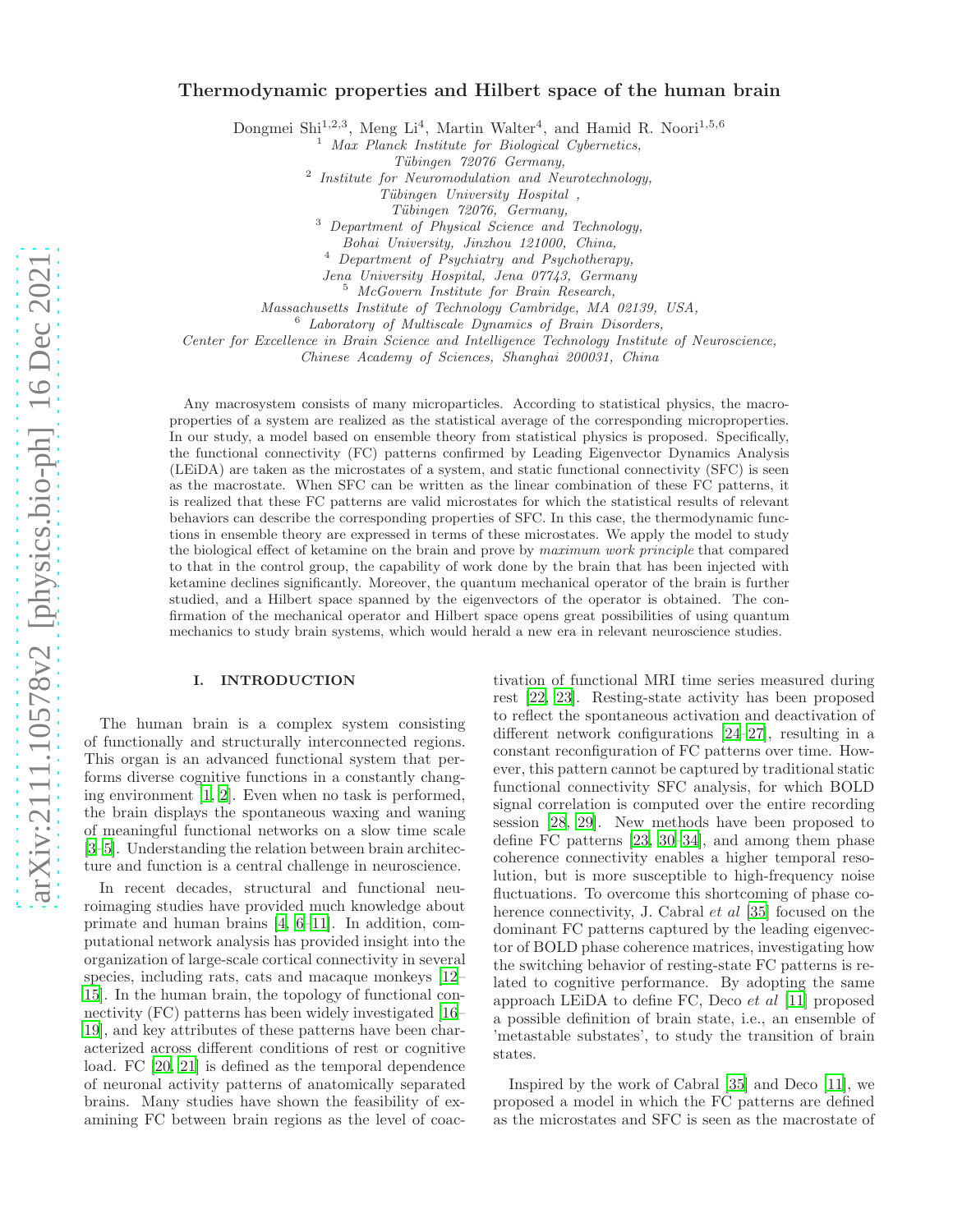# Thermodynamic properties and Hilbert space of the human brain

Dongmei Shi[1,2,3], Meng Li[4], Martin Walter[4], and Hamid R. Noori[1,5,6]

[1] *Max Planck Institute for Biological Cybernetics, Tübingen 72076 Germany,*
[2] *Institute for Neuromodulation and Neurotechnology, Tübingen University Hospital , Tübingen 72076, Germany,*
[3] *Department of Physical Science and Technology, Bohai University, Jinzhou 121000, China,*
[4] *Department of Psychiatry and Psychotherapy, Jena University Hospital, Jena 07743, Germany*
[5] *McGovern Institute for Brain Research, Massachusetts Institute of Technology Cambridge, MA 02139, USA,*
[6] *Laboratory of Multiscale Dynamics of Brain Disorders, Center for Excellence in Brain Science and Intelligence Technology Institute of Neuroscience, Chinese Academy of Sciences, Shanghai 200031, China*

Any macrosystem consists of many microparticles. According to statistical physics, the macroproperties of a system are realized as the statistical average of the corresponding microproperties. In our study, a model based on ensemble theory from statistical physics is proposed. Specifically, the functional connectivity (FC) patterns confirmed by Leading Eigenvector Dynamics Analysis (LEiDA) are taken as the microstates of a system, and static functional connectivity (SFC) is seen as the macrostate. When SFC can be written as the linear combination of these FC patterns, it is realized that these FC patterns are valid microstates for which the statistical results of relevant behaviors can describe the corresponding properties of SFC. In this case, the thermodynamic functions in ensemble theory are expressed in terms of these microstates. We apply the model to study the biological effect of ketamine on the brain and prove by *maximum work principle* that compared to that in the control group, the capability of work done by the brain that has been injected with ketamine declines significantly. Moreover, the quantum mechanical operator of the brain is further studied, and a Hilbert space spanned by the eigenvectors of the operator is obtained. The confirmation of the mechanical operator and Hilbert space opens great possibilities of using quantum mechanics to study brain systems, which would herald a new era in relevant neuroscience studies.

## I. INTRODUCTION

The human brain is a complex system consisting of functionally and structurally interconnected regions. This organ is an advanced functional system that performs diverse cognitive functions in a constantly changing environment [1, 2]. Even when no task is performed, the brain displays the spontaneous waxing and waning of meaningful functional networks on a slow time scale [3–5]. Understanding the relation between brain architecture and function is a central challenge in neuroscience.

In recent decades, structural and functional neuroimaging studies have provided much knowledge about primate and human brains [4, 6–11]. In addition, computational network analysis has provided insight into the organization of large-scale cortical connectivity in several species, including rats, cats and macaque monkeys [12–15]. In the human brain, the topology of functional connectivity (FC) patterns has been widely investigated [16–19], and key attributes of these patterns have been characterized across different conditions of rest or cognitive load. FC [20, 21] is defined as the temporal dependence of neuronal activity patterns of anatomically separated brains. Many studies have shown the feasibility of examining FC between brain regions as the level of coactivation of functional MRI time series measured during rest [22, 23]. Resting-state activity has been proposed to reflect the spontaneous activation and deactivation of different network configurations [24–27], resulting in a constant reconfiguration of FC patterns over time. However, this pattern cannot be captured by traditional static functional connectivity SFC analysis, for which BOLD signal correlation is computed over the entire recording session [28, 29]. New methods have been proposed to define FC patterns [23, 30–34], and among them phase coherence connectivity enables a higher temporal resolution, but is more susceptible to high-frequency noise fluctuations. To overcome this shortcoming of phase coherence connectivity, J. Cabral *et al* [35] focused on the dominant FC patterns captured by the leading eigenvector of BOLD phase coherence matrices, investigating how the switching behavior of resting-state FC patterns is related to cognitive performance. By adopting the same approach LEiDA to define FC, Deco *et al* [11] proposed a possible definition of brain state, i.e., an ensemble of 'metastable substates', to study the transition of brain states.

Inspired by the work of Cabral [35] and Deco [11], we proposed a model in which the FC patterns are defined as the microstates and SFC is seen as the macrostate of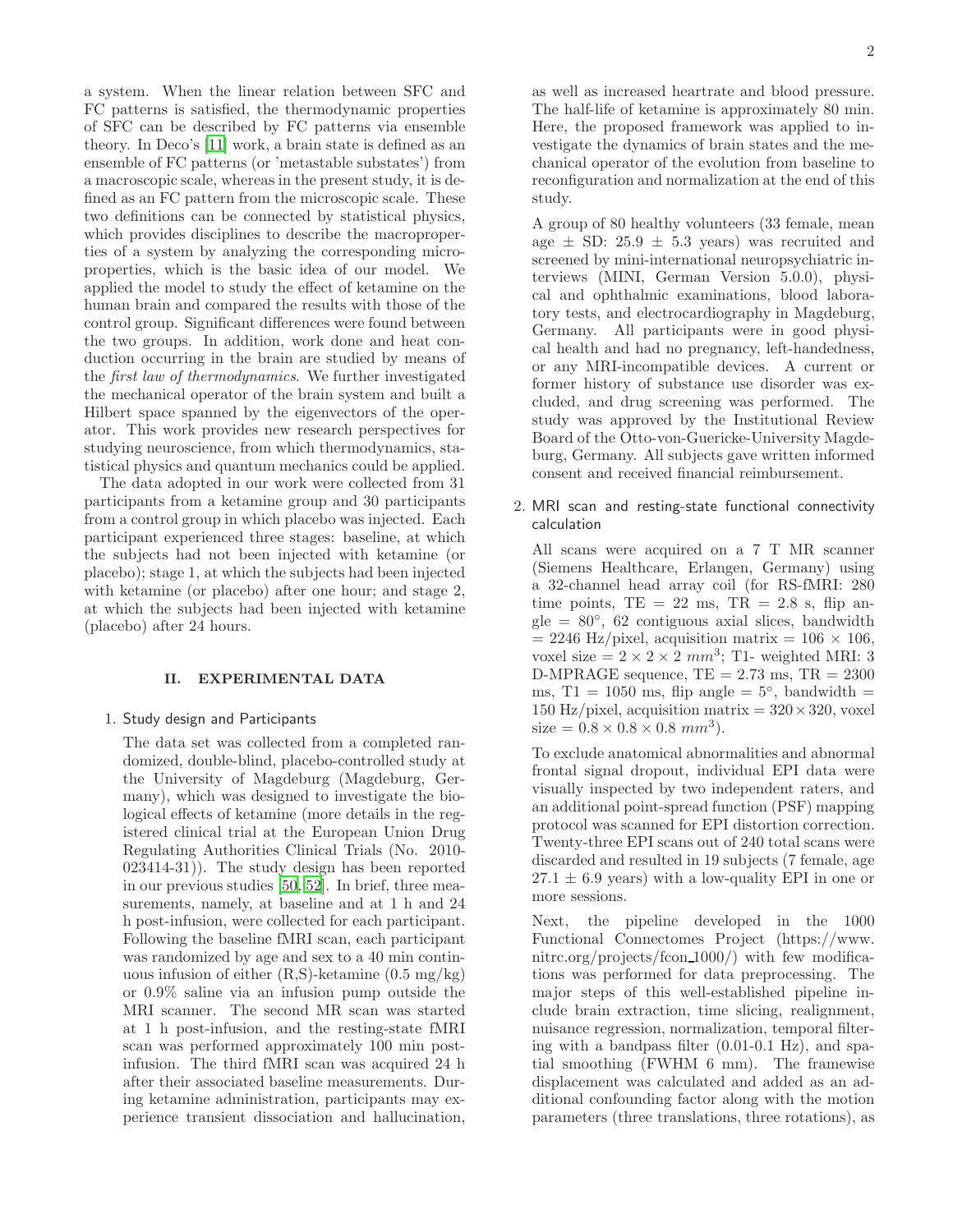a system. When the linear relation between SFC and FC patterns is satisfied, the thermodynamic properties of SFC can be described by FC patterns via ensemble theory. In Deco's [11] work, a brain state is defined as an ensemble of FC patterns (or 'metastable substates') from a macroscopic scale, whereas in the present study, it is defined as an FC pattern from the microscopic scale. These two definitions can be connected by statistical physics, which provides disciplines to describe the macroproperties of a system by analyzing the corresponding microproperties, which is the basic idea of our model. We applied the model to study the effect of ketamine on the human brain and compared the results with those of the control group. Significant differences were found between the two groups. In addition, work done and heat conduction occurring in the brain are studied by means of the *first law of thermodynamics*. We further investigated the mechanical operator of the brain system and built a Hilbert space spanned by the eigenvectors of the operator. This work provides new research perspectives for studying neuroscience, from which thermodynamics, statistical physics and quantum mechanics could be applied.

The data adopted in our work were collected from 31 participants from a ketamine group and 30 participants from a control group in which placebo was injected. Each participant experienced three stages: baseline, at which the subjects had not been injected with ketamine (or placebo); stage 1, at which the subjects had been injected with ketamine (or placebo) after one hour; and stage 2, at which the subjects had been injected with ketamine (placebo) after 24 hours.

## II. EXPERIMENTAL DATA

### 1. Study design and Participants

The data set was collected from a completed randomized, double-blind, placebo-controlled study at the University of Magdeburg (Magdeburg, Germany), which was designed to investigate the biological effects of ketamine (more details in the registered clinical trial at the European Union Drug Regulating Authorities Clinical Trials (No. 2010-023414-31)). The study design has been reported in our previous studies [50, 52]. In brief, three measurements, namely, at baseline and at 1 h and 24 h post-infusion, were collected for each participant. Following the baseline fMRI scan, each participant was randomized by age and sex to a 40 min continuous infusion of either (R,S)-ketamine (0.5 mg/kg) or 0.9% saline via an infusion pump outside the MRI scanner. The second MR scan was started at 1 h post-infusion, and the resting-state fMRI scan was performed approximately 100 min post-infusion. The third fMRI scan was acquired 24 h after their associated baseline measurements. During ketamine administration, participants may experience transient dissociation and hallucination, as well as increased heartrate and blood pressure. The half-life of ketamine is approximately 80 min. Here, the proposed framework was applied to investigate the dynamics of brain states and the mechanical operator of the evolution from baseline to reconfiguration and normalization at the end of this study.

A group of 80 healthy volunteers (33 female, mean age ± SD: 25.9 ± 5.3 years) was recruited and screened by mini-international neuropsychiatric interviews (MINI, German Version 5.0.0), physical and ophthalmic examinations, blood laboratory tests, and electrocardiography in Magdeburg, Germany. All participants were in good physical health and had no pregnancy, left-handedness, or any MRI-incompatible devices. A current or former history of substance use disorder was excluded, and drug screening was performed. The study was approved by the Institutional Review Board of the Otto-von-Guericke-University Magdeburg, Germany. All subjects gave written informed consent and received financial reimbursement.

### 2. MRI scan and resting-state functional connectivity calculation

All scans were acquired on a 7 T MR scanner (Siemens Healthcare, Erlangen, Germany) using a 32-channel head array coil (for RS-fMRI: 280 time points, TE = 22 ms, TR = 2.8 s, flip angle = 80°, 62 contiguous axial slices, bandwidth = 2246 Hz/pixel, acquisition matrix = 106 × 106, voxel size = $2 \times 2 \times 2$ $mm^3$; T1- weighted MRI: 3 D-MPRAGE sequence, TE = 2.73 ms, TR = 2300 ms, T1 = 1050 ms, flip angle = 5°, bandwidth = 150 Hz/pixel, acquisition matrix = $320 \times 320$, voxel size = $0.8 \times 0.8 \times 0.8$ $mm^3$).

To exclude anatomical abnormalities and abnormal frontal signal dropout, individual EPI data were visually inspected by two independent raters, and an additional point-spread function (PSF) mapping protocol was scanned for EPI distortion correction. Twenty-three EPI scans out of 240 total scans were discarded and resulted in 19 subjects (7 female, age 27.1 ± 6.9 years) with a low-quality EPI in one or more sessions.

Next, the pipeline developed in the 1000 Functional Connectomes Project (https://www.nitrc.org/projects/fcon_1000/) with few modifications was performed for data preprocessing. The major steps of this well-established pipeline include brain extraction, time slicing, realignment, nuisance regression, normalization, temporal filtering with a bandpass filter (0.01-0.1 Hz), and spatial smoothing (FWHM 6 mm). The framewise displacement was calculated and added as an additional confounding factor along with the motion parameters (three translations, three rotations), as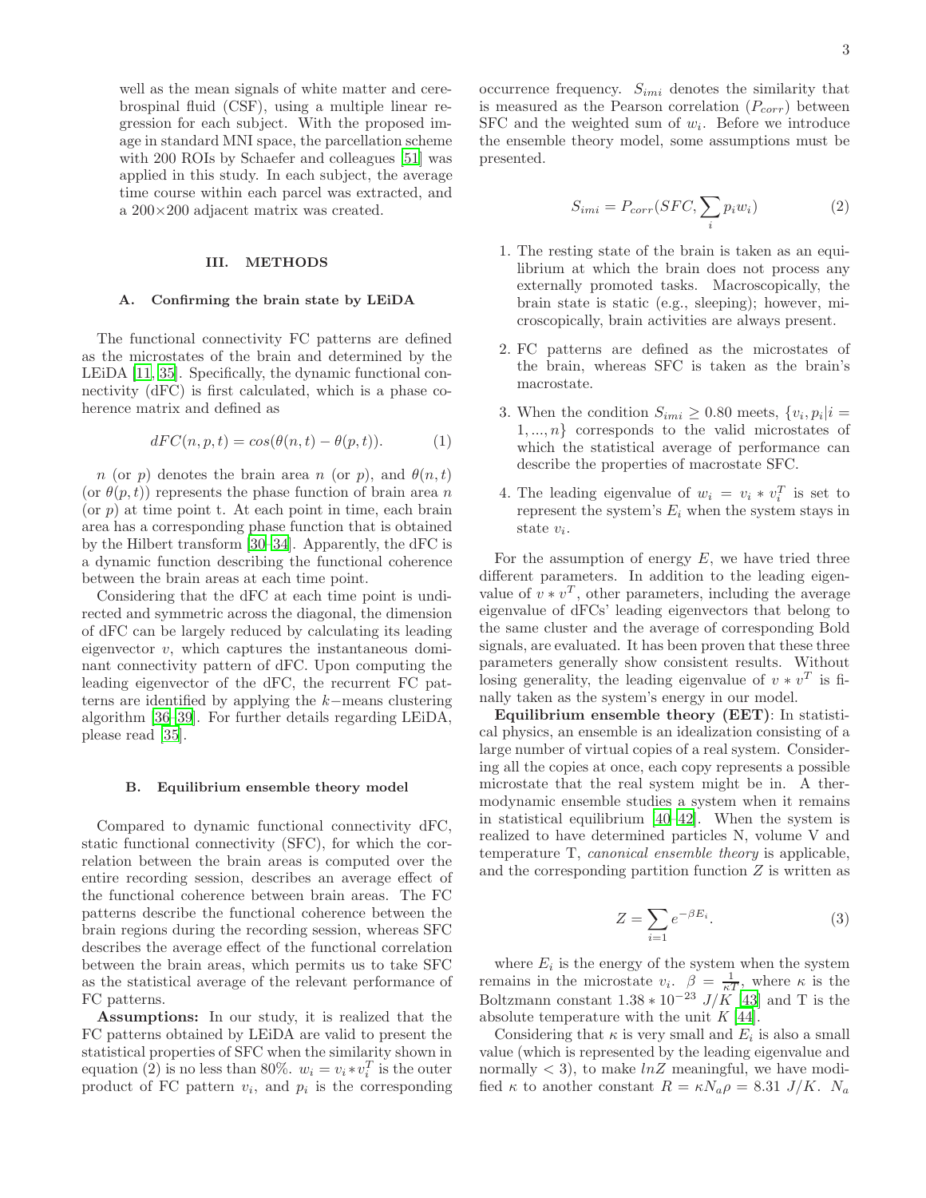well as the mean signals of white matter and cerebrospinal fluid (CSF), using a multiple linear regression for each subject. With the proposed image in standard MNI space, the parcellation scheme with 200 ROIs by Schaefer and colleagues [51] was applied in this study. In each subject, the average time course within each parcel was extracted, and a 200×200 adjacent matrix was created.

## III. METHODS

### A. Confirming the brain state by LEiDA

The functional connectivity FC patterns are defined as the microstates of the brain and determined by the LEiDA [11, 35]. Specifically, the dynamic functional connectivity (dFC) is first calculated, which is a phase coherence matrix and defined as

$$dFC(n, p, t) = cos(\theta(n, t) - \theta(p, t)). \tag{1}$$

$n$ (or $p$) denotes the brain area $n$ (or $p$), and $\theta(n, t)$ (or $\theta(p, t)$) represents the phase function of brain area $n$ (or $p$) at time point t. At each point in time, each brain area has a corresponding phase function that is obtained by the Hilbert transform [30–34]. Apparently, the dFC is a dynamic function describing the functional coherence between the brain areas at each time point.

Considering that the dFC at each time point is undirected and symmetric across the diagonal, the dimension of dFC can be largely reduced by calculating its leading eigenvector $v$, which captures the instantaneous dominant connectivity pattern of dFC. Upon computing the leading eigenvector of the dFC, the recurrent FC patterns are identified by applying the $k-$means clustering algorithm [36–39]. For further details regarding LEiDA, please read [35].

### B. Equilibrium ensemble theory model

Compared to dynamic functional connectivity dFC, static functional connectivity (SFC), for which the correlation between the brain areas is computed over the entire recording session, describes an average effect of the functional coherence between brain areas. The FC patterns describe the functional coherence between the brain regions during the recording session, whereas SFC describes the average effect of the functional correlation between the brain areas, which permits us to take SFC as the statistical average of the relevant performance of FC patterns.

**Assumptions:** In our study, it is realized that the FC patterns obtained by LEiDA are valid to present the statistical properties of SFC when the similarity shown in equation (2) is no less than 80%. $w_i = v_i * v_i^T$ is the outer product of FC pattern $v_i$, and $p_i$ is the corresponding occurrence frequency. $S_{imi}$ denotes the similarity that is measured as the Pearson correlation ($P_{corr}$) between SFC and the weighted sum of $w_i$. Before we introduce the ensemble theory model, some assumptions must be presented.

$$S_{imi} = P_{corr}(SFC, \sum_i p_i w_i) \tag{2}$$

1. The resting state of the brain is taken as an equilibrium at which the brain does not process any externally promoted tasks. Macroscopically, the brain state is static (e.g., sleeping); however, microscopically, brain activities are always present.
2. FC patterns are defined as the microstates of the brain, whereas SFC is taken as the brain's macrostate.
3. When the condition $S_{imi} \geq 0.80$ meets, $\{v_i, p_i | i = 1, ..., n\}$ corresponds to the valid microstates of which the statistical average of performance can describe the properties of macrostate SFC.
4. The leading eigenvalue of $w_i = v_i * v_i^T$ is set to represent the system's $E_i$ when the system stays in state $v_i$.

For the assumption of energy $E$, we have tried three different parameters. In addition to the leading eigenvalue of $v * v^T$, other parameters, including the average eigenvalue of dFCs' leading eigenvectors that belong to the same cluster and the average of corresponding Bold signals, are evaluated. It has been proven that these three parameters generally show consistent results. Without losing generality, the leading eigenvalue of $v * v^T$ is finally taken as the system's energy in our model.

**Equilibrium ensemble theory (EET)**: In statistical physics, an ensemble is an idealization consisting of a large number of virtual copies of a real system. Considering all the copies at once, each copy represents a possible microstate that the real system might be in. A thermodynamic ensemble studies a system when it remains in statistical equilibrium [40–42]. When the system is realized to have determined particles N, volume V and temperature T, *canonical ensemble theory* is applicable, and the corresponding partition function $Z$ is written as

$$Z = \sum_{i=1} e^{-\beta E_i}. \tag{3}$$

where $E_i$ is the energy of the system when the system remains in the microstate $v_i$. $\beta = \frac{1}{\kappa T}$, where $\kappa$ is the Boltzmann constant $1.38 * 10^{-23}$ $J/K$ [43] and T is the absolute temperature with the unit $K$ [44].

Considering that $\kappa$ is very small and $E_i$ is also a small value (which is represented by the leading eigenvalue and normally $< 3$), to make $lnZ$ meaningful, we have modified $\kappa$ to another constant $R = \kappa N_a \rho = 8.31$ $J/K$. $N_a$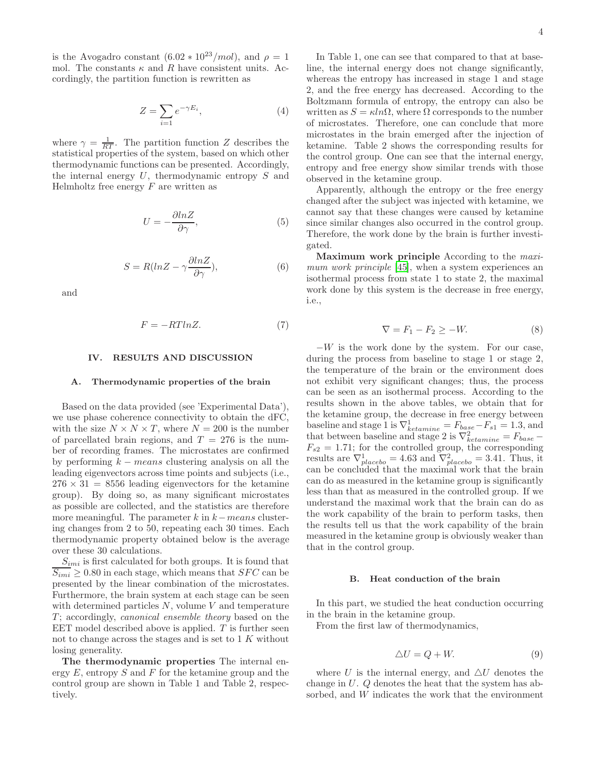is the Avogadro constant ($6.02 * 10^{23}/mol$), and $\rho = 1$ mol. The constants $\kappa$ and $R$ have consistent units. Accordingly, the partition function is rewritten as

$$Z = \sum_{i=1} e^{-\gamma E_i}, \tag{4}$$

where $\gamma = \frac{1}{RT}$. The partition function $Z$ describes the statistical properties of the system, based on which other thermodynamic functions can be presented. Accordingly, the internal energy $U$, thermodynamic entropy $S$ and Helmholtz free energy $F$ are written as

$$U = -\frac{\partial lnZ}{\partial \gamma}, \tag{5}$$

$$S = R(lnZ - \gamma\frac{\partial lnZ}{\partial \gamma}), \tag{6}$$

and

$$F = -RTlnZ. \tag{7}$$

## IV. RESULTS AND DISCUSSION

### A. Thermodynamic properties of the brain

Based on the data provided (see 'Experimental Data'), we use phase coherence connectivity to obtain the dFC, with the size $N \times N \times T$, where $N = 200$ is the number of parcellated brain regions, and $T = 276$ is the number of recording frames. The microstates are confirmed by performing $k-means$ clustering analysis on all the leading eigenvectors across time points and subjects (i.e., $276 \times 31 = 8556$ leading eigenvectors for the ketamine group). By doing so, as many significant microstates as possible are collected, and the statistics are therefore more meaningful. The parameter $k$ in $k-means$ clustering changes from 2 to 50, repeating each 30 times. Each thermodynamic property obtained below is the average over these 30 calculations.

$S_{imi}$ is first calculated for both groups. It is found that $\overline{S_{imi}} \geq 0.80$ in each stage, which means that $SFC$ can be presented by the linear combination of the microstates. Furthermore, the brain system at each stage can be seen with determined particles $N$, volume $V$ and temperature $T$; accordingly, *canonical ensemble theory* based on the EET model described above is applied. $T$ is further seen not to change across the stages and is set to 1 $K$ without losing generality.

**The thermodynamic properties** The internal energy $E$, entropy $S$ and $F$ for the ketamine group and the control group are shown in Table 1 and Table 2, respectively.

In Table 1, one can see that compared to that at baseline, the internal energy does not change significantly, whereas the entropy has increased in stage 1 and stage 2, and the free energy has decreased. According to the Boltzmann formula of entropy, the entropy can also be written as $S = \kappa ln\Omega$, where $\Omega$ corresponds to the number of microstates. Therefore, one can conclude that more microstates in the brain emerged after the injection of ketamine. Table 2 shows the corresponding results for the control group. One can see that the internal energy, entropy and free energy show similar trends with those observed in the ketamine group.

Apparently, although the entropy or the free energy changed after the subject was injected with ketamine, we cannot say that these changes were caused by ketamine since similar changes also occurred in the control group. Therefore, the work done by the brain is further investigated.

**Maximum work principle** According to the *maximum work principle* [45], when a system experiences an isothermal process from state 1 to state 2, the maximal work done by this system is the decrease in free energy, i.e.,

$$\nabla = F_1 - F_2 \geq -W. \tag{8}$$

$-W$ is the work done by the system. For our case, during the process from baseline to stage 1 or stage 2, the temperature of the brain or the environment does not exhibit very significant changes; thus, the process can be seen as an isothermal process. According to the results shown in the above tables, we obtain that for the ketamine group, the decrease in free energy between baseline and stage 1 is $\nabla^1_{ketamine} = F_{base} - F_{s1} = 1.3$, and that between baseline and stage 2 is $\nabla^2_{ketamine} = F_{base} - F_{s2} = 1.71$; for the controlled group, the corresponding results are $\nabla^1_{placebo} = 4.63$ and $\nabla^2_{placebo} = 3.41$. Thus, it can be concluded that the maximal work that the brain can do as measured in the ketamine group is significantly less than that as measured in the controlled group. If we understand the maximal work that the brain can do as the work capability of the brain to perform tasks, then the results tell us that the work capability of the brain measured in the ketamine group is obviously weaker than that in the control group.

### B. Heat conduction of the brain

In this part, we studied the heat conduction occurring in the brain in the ketamine group.

From the first law of thermodynamics,

$$\triangle U = Q + W. \tag{9}$$

where $U$ is the internal energy, and $\triangle U$ denotes the change in $U$. $Q$ denotes the heat that the system has absorbed, and $W$ indicates the work that the environment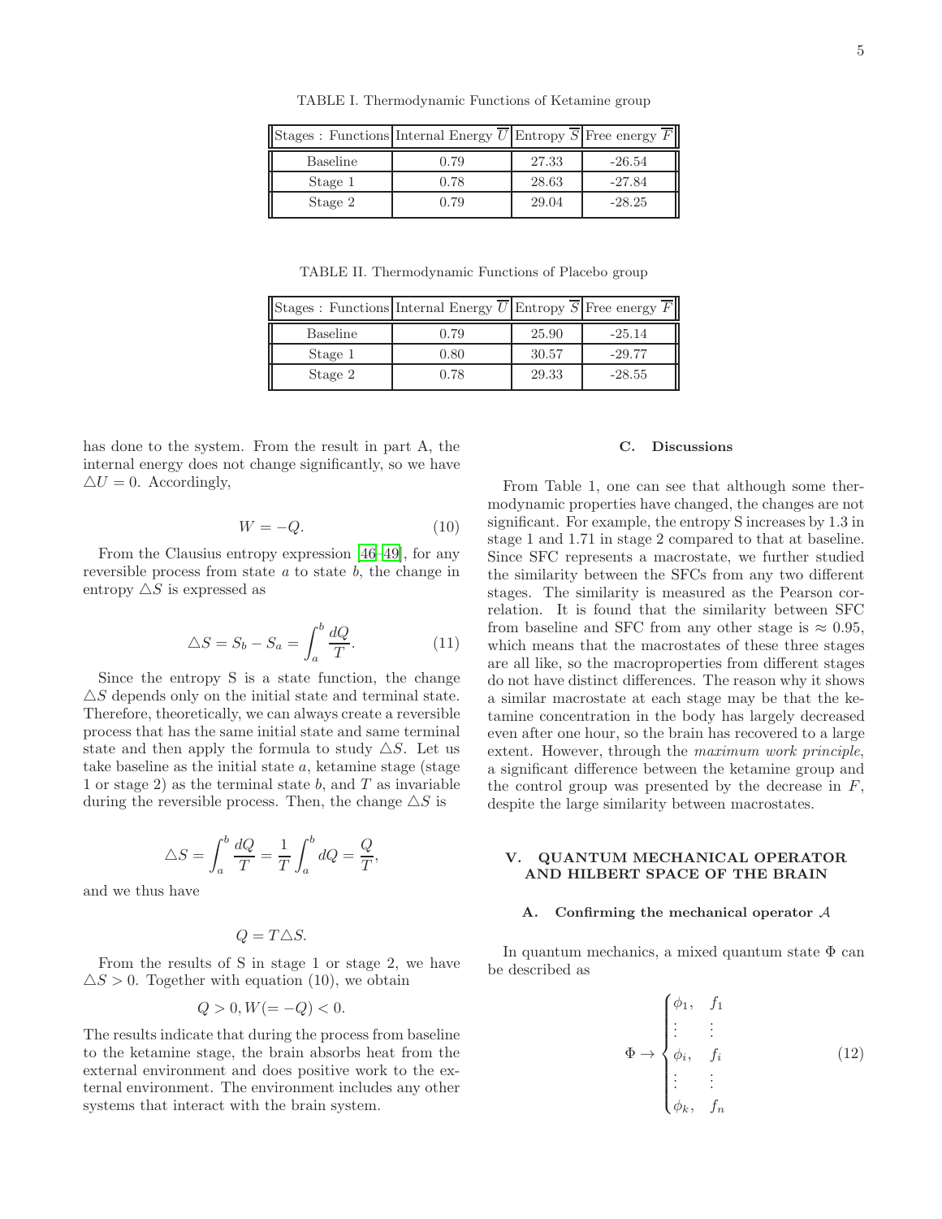TABLE I. Thermodynamic Functions of Ketamine group

| Stages : Functions | Internal Energy $\overline{U}$ | Entropy $\overline{S}$ | Free energy $\overline{F}$ |
|---|---|---|---|
| Baseline | 0.79 | 27.33 | -26.54 |
| Stage 1 | 0.78 | 28.63 | -27.84 |
| Stage 2 | 0.79 | 29.04 | -28.25 |

TABLE II. Thermodynamic Functions of Placebo group

| Stages : Functions | Internal Energy $\overline{U}$ | Entropy $\overline{S}$ | Free energy $\overline{F}$ |
|---|---|---|---|
| Baseline | 0.79 | 25.90 | -25.14 |
| Stage 1 | 0.80 | 30.57 | -29.77 |
| Stage 2 | 0.78 | 29.33 | -28.55 |

has done to the system. From the result in part A, the internal energy does not change significantly, so we have $\triangle U = 0$. Accordingly,

$$W = -Q. \tag{10}$$

From the Clausius entropy expression [46–49], for any reversible process from state $a$ to state $b$, the change in entropy $\triangle S$ is expressed as

$$\triangle S = S_b - S_a = \int_a^b \frac{dQ}{T}. \tag{11}$$

Since the entropy S is a state function, the change $\triangle S$ depends only on the initial state and terminal state. Therefore, theoretically, we can always create a reversible process that has the same initial state and same terminal state and then apply the formula to study $\triangle S$. Let us take baseline as the initial state $a$, ketamine stage (stage 1 or stage 2) as the terminal state $b$, and $T$ as invariable during the reversible process. Then, the change $\triangle S$ is

$$\triangle S = \int_a^b \frac{dQ}{T} = \frac{1}{T}\int_a^b dQ = \frac{Q}{T},$$

and we thus have

$$Q = T\triangle S.$$

From the results of S in stage 1 or stage 2, we have $\triangle S > 0$. Together with equation (10), we obtain

$$Q > 0, W(= -Q) < 0.$$

The results indicate that during the process from baseline to the ketamine stage, the brain absorbs heat from the external environment and does positive work to the external environment. The environment includes any other systems that interact with the brain system.

### C. Discussions

From Table 1, one can see that although some thermodynamic properties have changed, the changes are not significant. For example, the entropy S increases by 1.3 in stage 1 and 1.71 in stage 2 compared to that at baseline. Since SFC represents a macrostate, we further studied the similarity between the SFCs from any two different stages. The similarity is measured as the Pearson correlation. It is found that the similarity between SFC from baseline and SFC from any other stage is $\approx 0.95$, which means that the macrostates of these three stages are all like, so the macroproperties from different stages do not have distinct differences. The reason why it shows a similar macrostate at each stage may be that the ketamine concentration in the body has largely decreased even after one hour, so the brain has recovered to a large extent. However, through the *maximum work principle*, a significant difference between the ketamine group and the control group was presented by the decrease in $F$, despite the large similarity between macrostates.

## V. QUANTUM MECHANICAL OPERATOR AND HILBERT SPACE OF THE BRAIN

### A. Confirming the mechanical operator $\mathcal{A}$

In quantum mechanics, a mixed quantum state $\Phi$ can be described as

$$\Phi \to \begin{cases} \phi_1, & f_1 \\ \vdots & \vdots \\ \phi_i, & f_i \\ \vdots & \vdots \\ \phi_k, & f_n \end{cases} \tag{12}$$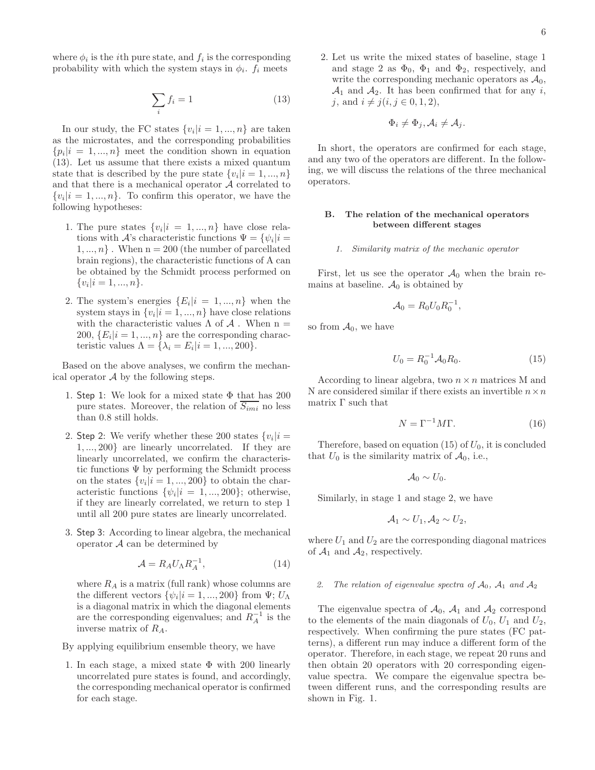where $\phi_i$ is the $i$th pure state, and $f_i$ is the corresponding probability with which the system stays in $\phi_i$. $f_i$ meets

$$\sum_i f_i = 1 \tag{13}$$

In our study, the FC states $\{v_i|i = 1, ..., n\}$ are taken as the microstates, and the corresponding probabilities $\{p_i|i = 1, ..., n\}$ meet the condition shown in equation (13). Let us assume that there exists a mixed quantum state that is described by the pure state $\{v_i|i = 1, ..., n\}$ and that there is a mechanical operator $\mathcal{A}$ correlated to $\{v_i|i = 1, ..., n\}$. To confirm this operator, we have the following hypotheses:

1. The pure states $\{v_i|i = 1, ..., n\}$ have close relations with $\mathcal{A}$'s characteristic functions $\Psi = \{\psi_i|i = 1, ..., n\}$ . When n = 200 (the number of parcellated brain regions), the characteristic functions of A can be obtained by the Schmidt process performed on $\{v_i|i = 1, ..., n\}$.

2. The system's energies $\{E_i|i = 1, ..., n\}$ when the system stays in $\{v_i|i = 1, ..., n\}$ have close relations with the characteristic values $\Lambda$ of $\mathcal{A}$ . When n = 200, $\{E_i|i = 1, ..., n\}$ are the corresponding characteristic values $\Lambda = \{\lambda_i = E_i|i = 1, ..., 200\}$.

Based on the above analyses, we confirm the mechanical operator $\mathcal{A}$ by the following steps.

1. Step 1: We look for a mixed state $\Phi$ that has 200 pure states. Moreover, the relation of $\overline{S_{imi}}$ no less than 0.8 still holds.

2. Step 2: We verify whether these 200 states $\{v_i|i = 1, ..., 200\}$ are linearly uncorrelated. If they are linearly uncorrelated, we confirm the characteristic functions $\Psi$ by performing the Schmidt process on the states $\{v_i|i = 1, ..., 200\}$ to obtain the characteristic functions $\{\psi_i|i = 1, ..., 200\}$; otherwise, if they are linearly correlated, we return to step 1 until all 200 pure states are linearly uncorrelated.

3. Step 3: According to linear algebra, the mechanical operator $\mathcal{A}$ can be determined by

$$\mathcal{A} = R_A U_\Lambda R_A^{-1}, \tag{14}$$

where $R_A$ is a matrix (full rank) whose columns are the different vectors $\{\psi_i|i = 1, ..., 200\}$ from $\Psi$; $U_\Lambda$ is a diagonal matrix in which the diagonal elements are the corresponding eigenvalues; and $R_A^{-1}$ is the inverse matrix of $R_A$.

By applying equilibrium ensemble theory, we have

1. In each stage, a mixed state $\Phi$ with 200 linearly uncorrelated pure states is found, and accordingly, the corresponding mechanical operator is confirmed for each stage.

2. Let us write the mixed states of baseline, stage 1 and stage 2 as $\Phi_0$, $\Phi_1$ and $\Phi_2$, respectively, and write the corresponding mechanic operators as $\mathcal{A}_0$, $\mathcal{A}_1$ and $\mathcal{A}_2$. It has been confirmed that for any $i$, $j$, and $i \neq j (i, j \in 0, 1, 2)$,

$$\Phi_i \neq \Phi_j, \mathcal{A}_i \neq \mathcal{A}_j.$$

In short, the operators are confirmed for each stage, and any two of the operators are different. In the following, we will discuss the relations of the three mechanical operators.

### B. The relation of the mechanical operators between different stages

#### 1. Similarity matrix of the mechanic operator

First, let us see the operator $\mathcal{A}_0$ when the brain remains at baseline. $\mathcal{A}_0$ is obtained by

$$\mathcal{A}_0 = R_0 U_0 R_0^{-1},$$

so from $\mathcal{A}_0$, we have

$$U_0 = R_0^{-1} \mathcal{A}_0 R_0. \tag{15}$$

According to linear algebra, two $n \times n$ matrices M and N are considered similar if there exists an invertible $n \times n$ matrix $\Gamma$ such that

$$N = \Gamma^{-1} M \Gamma. \tag{16}$$

Therefore, based on equation (15) of $U_0$, it is concluded that $U_0$ is the similarity matrix of $\mathcal{A}_0$, i.e.,

$$\mathcal{A}_0 \sim U_0.$$

Similarly, in stage 1 and stage 2, we have

$$\mathcal{A}_1 \sim U_1, \mathcal{A}_2 \sim U_2,$$

where $U_1$ and $U_2$ are the corresponding diagonal matrices of $\mathcal{A}_1$ and $\mathcal{A}_2$, respectively.

#### 2. The relation of eigenvalue spectra of $\mathcal{A}_0$, $\mathcal{A}_1$ and $\mathcal{A}_2$

The eigenvalue spectra of $\mathcal{A}_0$, $\mathcal{A}_1$ and $\mathcal{A}_2$ correspond to the elements of the main diagonals of $U_0$, $U_1$ and $U_2$, respectively. When confirming the pure states (FC patterns), a different run may induce a different form of the operator. Therefore, in each stage, we repeat 20 runs and then obtain 20 operators with 20 corresponding eigenvalue spectra. We compare the eigenvalue spectra between different runs, and the corresponding results are shown in Fig. 1.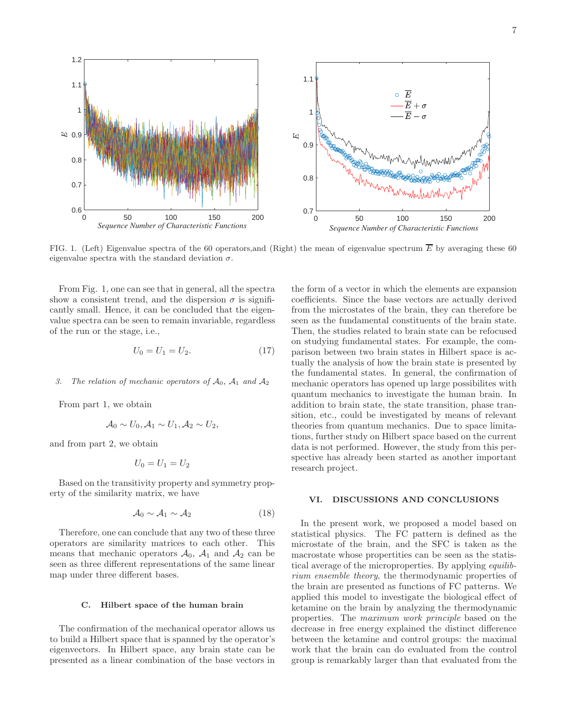FIG. 1. (Left) Eigenvalue spectra of the 60 operators,and (Right) the mean of eigenvalue spectrum $\overline{E}$ by averaging these 60 eigenvalue spectra with the standard deviation $\sigma$.

From Fig. 1, one can see that in general, all the spectra show a consistent trend, and the dispersion $\sigma$ is significantly small. Hence, it can be concluded that the eigenvalue spectra can be seen to remain invariable, regardless of the run or the stage, i.e.,

$$U_0 = U_1 = U_2. \tag{17}$$

*3. The relation of mechanic operators of $\mathcal{A}_0$, $\mathcal{A}_1$ and $\mathcal{A}_2$*

From part 1, we obtain

$$\mathcal{A}_0 \sim U_0, \mathcal{A}_1 \sim U_1, \mathcal{A}_2 \sim U_2,$$

and from part 2, we obtain

$$U_0 = U_1 = U_2$$

Based on the transitivity property and symmetry property of the similarity matrix, we have

$$\mathcal{A}_0 \sim \mathcal{A}_1 \sim \mathcal{A}_2 \tag{18}$$

Therefore, one can conclude that any two of these three operators are similarity matrices to each other. This means that mechanic operators $\mathcal{A}_0$, $\mathcal{A}_1$ and $\mathcal{A}_2$ can be seen as three different representations of the same linear map under three different bases.

### C. Hilbert space of the human brain

The confirmation of the mechanical operator allows us to build a Hilbert space that is spanned by the operator's eigenvectors. In Hilbert space, any brain state can be presented as a linear combination of the base vectors in the form of a vector in which the elements are expansion coefficients. Since the base vectors are actually derived from the microstates of the brain, they can therefore be seen as the fundamental constituents of the brain state. Then, the studies related to brain state can be refocused on studying fundamental states. For example, the comparison between two brain states in Hilbert space is actually the analysis of how the brain state is presented by the fundamental states. In general, the confirmation of mechanic operators has opened up large possibilites with quantum mechanics to investigate the human brain. In addition to brain state, the state transition, phase transition, etc., could be investigated by means of relevant theories from quantum mechanics. Due to space limitations, further study on Hilbert space based on the current data is not performed. However, the study from this perspective has already been started as another important research project.

## VI. DISCUSSIONS AND CONCLUSIONS

In the present work, we proposed a model based on statistical physics. The FC pattern is defined as the microstate of the brain, and the SFC is taken as the macrostate whose propertities can be seen as the statistical average of the microproperties. By applying *equilibrium ensemble theory*, the thermodynamic properties of the brain are presented as functions of FC patterns. We applied this model to investigate the biological effect of ketamine on the brain by analyzing the thermodynamic properties. The *maximum work principle* based on the decrease in free energy explained the distinct difference between the ketamine and control groups: the maximal work that the brain can do evaluated from the control group is remarkably larger than that evaluated from the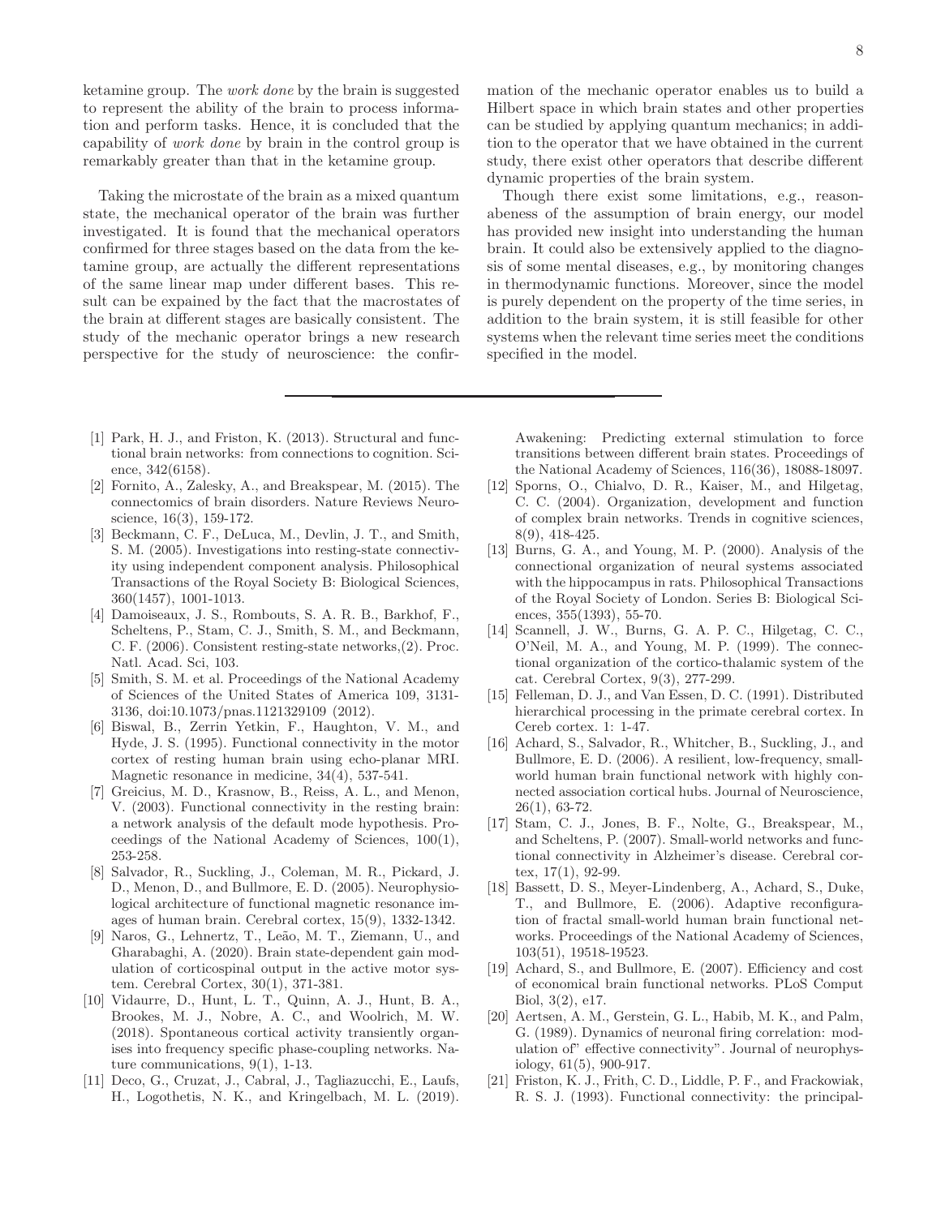ketamine group. The *work done* by the brain is suggested to represent the ability of the brain to process information and perform tasks. Hence, it is concluded that the capability of *work done* by brain in the control group is remarkably greater than that in the ketamine group.

Taking the microstate of the brain as a mixed quantum state, the mechanical operator of the brain was further investigated. It is found that the mechanical operators confirmed for three stages based on the data from the ketamine group, are actually the different representations of the same linear map under different bases. This result can be expained by the fact that the macrostates of the brain at different stages are basically consistent. The study of the mechanic operator brings a new research perspective for the study of neuroscience: the confirmation of the mechanic operator enables us to build a Hilbert space in which brain states and other properties can be studied by applying quantum mechanics; in addition to the operator that we have obtained in the current study, there exist other operators that describe different dynamic properties of the brain system.

Though there exist some limitations, e.g., reasonabeness of the assumption of brain energy, our model has provided new insight into understanding the human brain. It could also be extensively applied to the diagnosis of some mental diseases, e.g., by monitoring changes in thermodynamic functions. Moreover, since the model is purely dependent on the property of the time series, in addition to the brain system, it is still feasible for other systems when the relevant time series meet the conditions specified in the model.

---

[1] Park, H. J., and Friston, K. (2013). Structural and functional brain networks: from connections to cognition. Science, 342(6158).

[2] Fornito, A., Zalesky, A., and Breakspear, M. (2015). The connectomics of brain disorders. Nature Reviews Neuroscience, 16(3), 159-172.

[3] Beckmann, C. F., DeLuca, M., Devlin, J. T., and Smith, S. M. (2005). Investigations into resting-state connectivity using independent component analysis. Philosophical Transactions of the Royal Society B: Biological Sciences, 360(1457), 1001-1013.

[4] Damoiseaux, J. S., Rombouts, S. A. R. B., Barkhof, F., Scheltens, P., Stam, C. J., Smith, S. M., and Beckmann, C. F. (2006). Consistent resting-state networks,(2). Proc. Natl. Acad. Sci, 103.

[5] Smith, S. M. et al. Proceedings of the National Academy of Sciences of the United States of America 109, 3131-3136, doi:10.1073/pnas.1121329109 (2012).

[6] Biswal, B., Zerrin Yetkin, F., Haughton, V. M., and Hyde, J. S. (1995). Functional connectivity in the motor cortex of resting human brain using echo-planar MRI. Magnetic resonance in medicine, 34(4), 537-541.

[7] Greicius, M. D., Krasnow, B., Reiss, A. L., and Menon, V. (2003). Functional connectivity in the resting brain: a network analysis of the default mode hypothesis. Proceedings of the National Academy of Sciences, 100(1), 253-258.

[8] Salvador, R., Suckling, J., Coleman, M. R., Pickard, J. D., Menon, D., and Bullmore, E. D. (2005). Neurophysiological architecture of functional magnetic resonance images of human brain. Cerebral cortex, 15(9), 1332-1342.

[9] Naros, G., Lehnertz, T., Leão, M. T., Ziemann, U., and Gharabaghi, A. (2020). Brain state-dependent gain modulation of corticospinal output in the active motor system. Cerebral Cortex, 30(1), 371-381.

[10] Vidaurre, D., Hunt, L. T., Quinn, A. J., Hunt, B. A., Brookes, M. J., Nobre, A. C., and Woolrich, M. W. (2018). Spontaneous cortical activity transiently organises into frequency specific phase-coupling networks. Nature communications, 9(1), 1-13.

[11] Deco, G., Cruzat, J., Cabral, J., Tagliazucchi, E., Laufs, H., Logothetis, N. K., and Kringelbach, M. L. (2019). Awakening: Predicting external stimulation to force transitions between different brain states. Proceedings of the National Academy of Sciences, 116(36), 18088-18097.

[12] Sporns, O., Chialvo, D. R., Kaiser, M., and Hilgetag, C. C. (2004). Organization, development and function of complex brain networks. Trends in cognitive sciences, 8(9), 418-425.

[13] Burns, G. A., and Young, M. P. (2000). Analysis of the connectional organization of neural systems associated with the hippocampus in rats. Philosophical Transactions of the Royal Society of London. Series B: Biological Sciences, 355(1393), 55-70.

[14] Scannell, J. W., Burns, G. A. P. C., Hilgetag, C. C., O'Neil, M. A., and Young, M. P. (1999). The connectional organization of the cortico-thalamic system of the cat. Cerebral Cortex, 9(3), 277-299.

[15] Felleman, D. J., and Van Essen, D. C. (1991). Distributed hierarchical processing in the primate cerebral cortex. In Cereb cortex. 1: 1-47.

[16] Achard, S., Salvador, R., Whitcher, B., Suckling, J., and Bullmore, E. D. (2006). A resilient, low-frequency, small-world human brain functional network with highly connected association cortical hubs. Journal of Neuroscience, 26(1), 63-72.

[17] Stam, C. J., Jones, B. F., Nolte, G., Breakspear, M., and Scheltens, P. (2007). Small-world networks and functional connectivity in Alzheimer's disease. Cerebral cortex, 17(1), 92-99.

[18] Bassett, D. S., Meyer-Lindenberg, A., Achard, S., Duke, T., and Bullmore, E. (2006). Adaptive reconfiguration of fractal small-world human brain functional networks. Proceedings of the National Academy of Sciences, 103(51), 19518-19523.

[19] Achard, S., and Bullmore, E. (2007). Efficiency and cost of economical brain functional networks. PLoS Comput Biol, 3(2), e17.

[20] Aertsen, A. M., Gerstein, G. L., Habib, M. K., and Palm, G. (1989). Dynamics of neuronal firing correlation: modulation of" effective connectivity". Journal of neurophysiology, 61(5), 900-917.

[21] Friston, K. J., Frith, C. D., Liddle, P. F., and Frackowiak, R. S. J. (1993). Functional connectivity: the principal-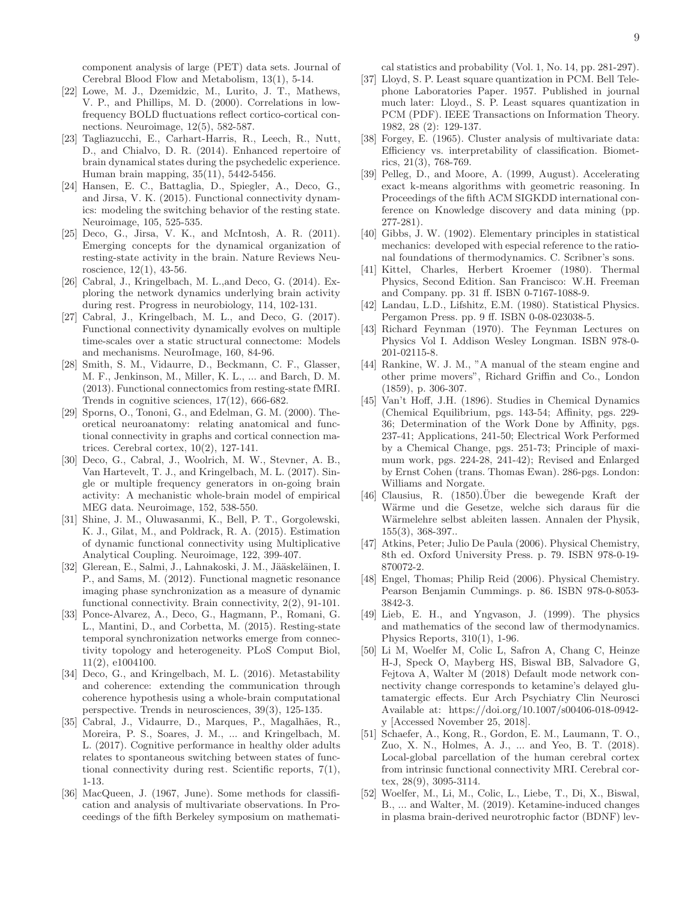component analysis of large (PET) data sets. Journal of Cerebral Blood Flow and Metabolism, 13(1), 5-14.

[22] Lowe, M. J., Dzemidzic, M., Lurito, J. T., Mathews, V. P., and Phillips, M. D. (2000). Correlations in low-frequency BOLD fluctuations reflect cortico-cortical connections. Neuroimage, 12(5), 582-587.

[23] Tagliazucchi, E., Carhart-Harris, R., Leech, R., Nutt, D., and Chialvo, D. R. (2014). Enhanced repertoire of brain dynamical states during the psychedelic experience. Human brain mapping, 35(11), 5442-5456.

[24] Hansen, E. C., Battaglia, D., Spiegler, A., Deco, G., and Jirsa, V. K. (2015). Functional connectivity dynamics: modeling the switching behavior of the resting state. Neuroimage, 105, 525-535.

[25] Deco, G., Jirsa, V. K., and McIntosh, A. R. (2011). Emerging concepts for the dynamical organization of resting-state activity in the brain. Nature Reviews Neuroscience, 12(1), 43-56.

[26] Cabral, J., Kringelbach, M. L.,and Deco, G. (2014). Exploring the network dynamics underlying brain activity during rest. Progress in neurobiology, 114, 102-131.

[27] Cabral, J., Kringelbach, M. L., and Deco, G. (2017). Functional connectivity dynamically evolves on multiple time-scales over a static structural connectome: Models and mechanisms. NeuroImage, 160, 84-96.

[28] Smith, S. M., Vidaurre, D., Beckmann, C. F., Glasser, M. F., Jenkinson, M., Miller, K. L., ... and Barch, D. M. (2013). Functional connectomics from resting-state fMRI. Trends in cognitive sciences, 17(12), 666-682.

[29] Sporns, O., Tononi, G., and Edelman, G. M. (2000). Theoretical neuroanatomy: relating anatomical and functional connectivity in graphs and cortical connection matrices. Cerebral cortex, 10(2), 127-141.

[30] Deco, G., Cabral, J., Woolrich, M. W., Stevner, A. B., Van Hartevelt, T. J., and Kringelbach, M. L. (2017). Single or multiple frequency generators in on-going brain activity: A mechanistic whole-brain model of empirical MEG data. Neuroimage, 152, 538-550.

[31] Shine, J. M., Oluwasanmi, K., Bell, P. T., Gorgolewski, K. J., Gilat, M., and Poldrack, R. A. (2015). Estimation of dynamic functional connectivity using Multiplicative Analytical Coupling. Neuroimage, 122, 399-407.

[32] Glerean, E., Salmi, J., Lahnakoski, J. M., Jääskeläinen, I. P., and Sams, M. (2012). Functional magnetic resonance imaging phase synchronization as a measure of dynamic functional connectivity. Brain connectivity, 2(2), 91-101.

[33] Ponce-Alvarez, A., Deco, G., Hagmann, P., Romani, G. L., Mantini, D., and Corbetta, M. (2015). Resting-state temporal synchronization networks emerge from connectivity topology and heterogeneity. PLoS Comput Biol, 11(2), e1004100.

[34] Deco, G., and Kringelbach, M. L. (2016). Metastability and coherence: extending the communication through coherence hypothesis using a whole-brain computational perspective. Trends in neurosciences, 39(3), 125-135.

[35] Cabral, J., Vidaurre, D., Marques, P., Magalhães, R., Moreira, P. S., Soares, J. M., ... and Kringelbach, M. L. (2017). Cognitive performance in healthy older adults relates to spontaneous switching between states of functional connectivity during rest. Scientific reports, 7(1), 1-13.

[36] MacQueen, J. (1967, June). Some methods for classification and analysis of multivariate observations. In Proceedings of the fifth Berkeley symposium on mathematical statistics and probability (Vol. 1, No. 14, pp. 281-297).

[37] Lloyd, S. P. Least square quantization in PCM. Bell Telephone Laboratories Paper. 1957. Published in journal much later: Lloyd., S. P. Least squares quantization in PCM (PDF). IEEE Transactions on Information Theory. 1982, 28 (2): 129-137.

[38] Forgey, E. (1965). Cluster analysis of multivariate data: Efficiency vs. interpretability of classification. Biometrics, 21(3), 768-769.

[39] Pelleg, D., and Moore, A. (1999, August). Accelerating exact k-means algorithms with geometric reasoning. In Proceedings of the fifth ACM SIGKDD international conference on Knowledge discovery and data mining (pp. 277-281).

[40] Gibbs, J. W. (1902). Elementary principles in statistical mechanics: developed with especial reference to the rational foundations of thermodynamics. C. Scribner's sons.

[41] Kittel, Charles, Herbert Kroemer (1980). Thermal Physics, Second Edition. San Francisco: W.H. Freeman and Company. pp. 31 ff. ISBN 0-7167-1088-9.

[42] Landau, L.D., Lifshitz, E.M. (1980). Statistical Physics. Pergamon Press. pp. 9 ff. ISBN 0-08-023038-5.

[43] Richard Feynman (1970). The Feynman Lectures on Physics Vol I. Addison Wesley Longman. ISBN 978-0-201-02115-8.

[44] Rankine, W. J. M., "A manual of the steam engine and other prime movers", Richard Griffin and Co., London (1859), p. 306-307.

[45] Van't Hoff, J.H. (1896). Studies in Chemical Dynamics (Chemical Equilibrium, pgs. 143-54; Affinity, pgs. 229-36; Determination of the Work Done by Affinity, pgs. 237-41; Applications, 241-50; Electrical Work Performed by a Chemical Change, pgs. 251-73; Principle of maximum work, pgs. 224-28, 241-42); Revised and Enlarged by Ernst Cohen (trans. Thomas Ewan). 286-pgs. London: Williams and Norgate.

[46] Clausius, R. (1850).Über die bewegende Kraft der Wärme und die Gesetze, welche sich daraus für die Wärmelehre selbst ableiten lassen. Annalen der Physik, 155(3), 368-397..

[47] Atkins, Peter; Julio De Paula (2006). Physical Chemistry, 8th ed. Oxford University Press. p. 79. ISBN 978-0-19-870072-2.

[48] Engel, Thomas; Philip Reid (2006). Physical Chemistry. Pearson Benjamin Cummings. p. 86. ISBN 978-0-8053-3842-3.

[49] Lieb, E. H., and Yngvason, J. (1999). The physics and mathematics of the second law of thermodynamics. Physics Reports, 310(1), 1-96.

[50] Li M, Woelfer M, Colic L, Safron A, Chang C, Heinze H-J, Speck O, Mayberg HS, Biswal BB, Salvadore G, Fejtova A, Walter M (2018) Default mode network connectivity change corresponds to ketamine's delayed glutamatergic effects. Eur Arch Psychiatry Clin Neurosci Available at: https://doi.org/10.1007/s00406-018-0942-y [Accessed November 25, 2018].

[51] Schaefer, A., Kong, R., Gordon, E. M., Laumann, T. O., Zuo, X. N., Holmes, A. J., ... and Yeo, B. T. (2018). Local-global parcellation of the human cerebral cortex from intrinsic functional connectivity MRI. Cerebral cortex, 28(9), 3095-3114.

[52] Woelfer, M., Li, M., Colic, L., Liebe, T., Di, X., Biswal, B., ... and Walter, M. (2019). Ketamine-induced changes in plasma brain-derived neurotrophic factor (BDNF) lev-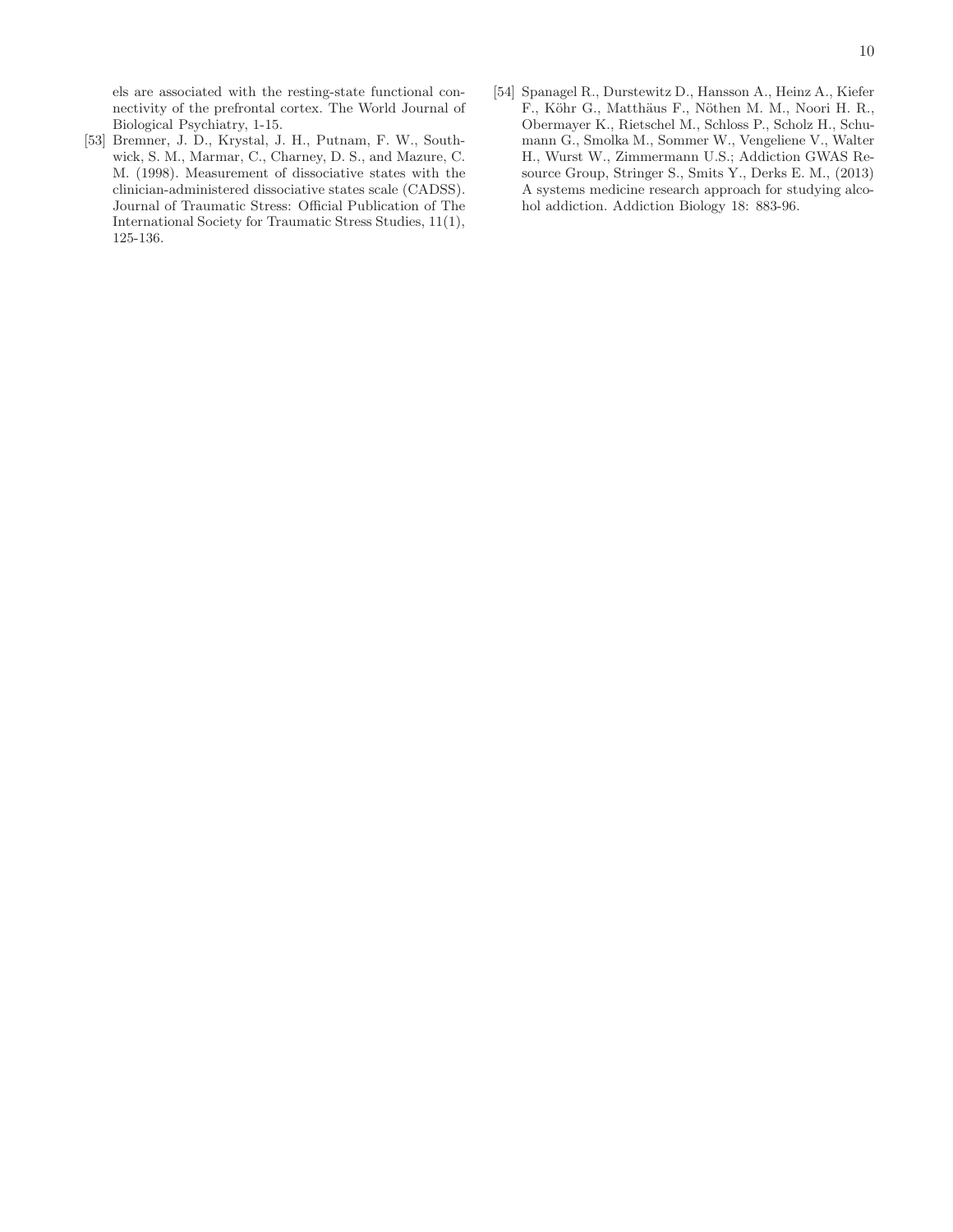els are associated with the resting-state functional connectivity of the prefrontal cortex. The World Journal of Biological Psychiatry, 1-15.

[53] Bremner, J. D., Krystal, J. H., Putnam, F. W., Southwick, S. M., Marmar, C., Charney, D. S., and Mazure, C. M. (1998). Measurement of dissociative states with the clinician-administered dissociative states scale (CADSS). Journal of Traumatic Stress: Official Publication of The International Society for Traumatic Stress Studies, 11(1), 125-136.

[54] Spanagel R., Durstewitz D., Hansson A., Heinz A., Kiefer F., Köhr G., Matthäus F., Nöthen M. M., Noori H. R., Obermayer K., Rietschel M., Schloss P., Scholz H., Schumann G., Smolka M., Sommer W., Vengeliene V., Walter H., Wurst W., Zimmermann U.S.; Addiction GWAS Resource Group, Stringer S., Smits Y., Derks E. M., (2013) A systems medicine research approach for studying alcohol addiction. Addiction Biology 18: 883-96.